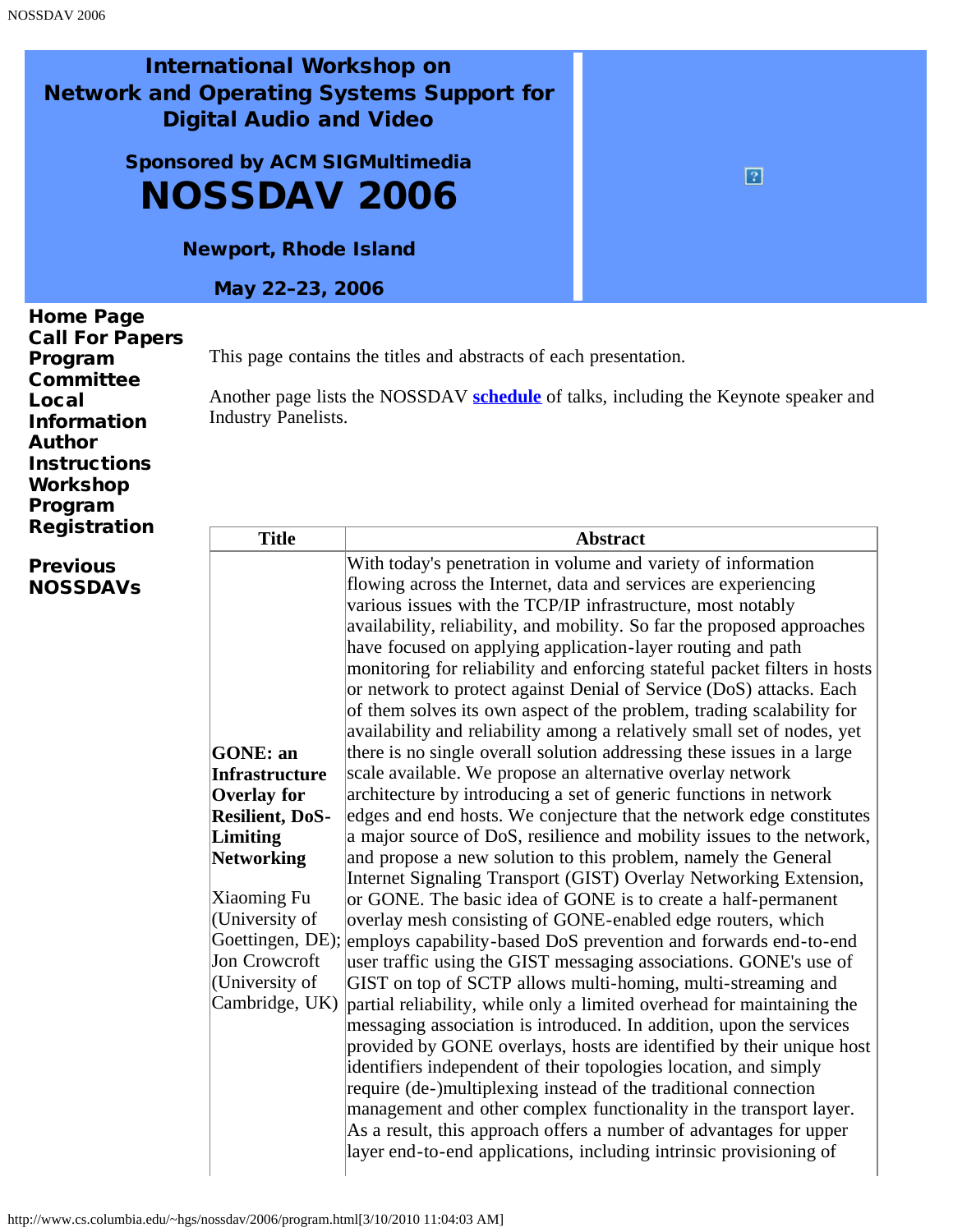# International Workshop on Network and Operating Systems Support for Digital Audio and Video

## Sponsored by ACM SIGMultimedia

# NOSSDAV 2006

### Newport, Rhode Island

### May 22-23, 2006

**Home Page**
**Call For Papers**
**Program Committee**
**Local Information**
**Author Instructions**
**Workshop Program**
**Registration**

**Previous NOSSDAVs**

This page contains the titles and abstracts of each presentation.

Another page lists the NOSSDAV **schedule** of talks, including the Keynote speaker and Industry Panelists.

| Title | Abstract |
| --- | --- |
| **GONE: an Infrastructure Overlay for Resilient, DoS-Limiting Networking**<br><br>Xiaoming Fu (University of Goettingen, DE); Jon Crowcroft (University of Cambridge, UK) | With today's penetration in volume and variety of information flowing across the Internet, data and services are experiencing various issues with the TCP/IP infrastructure, most notably availability, reliability, and mobility. So far the proposed approaches have focused on applying application-layer routing and path monitoring for reliability and enforcing stateful packet filters in hosts or network to protect against Denial of Service (DoS) attacks. Each of them solves its own aspect of the problem, trading scalability for availability and reliability among a relatively small set of nodes, yet there is no single overall solution addressing these issues in a large scale available. We propose an alternative overlay network architecture by introducing a set of generic functions in network edges and end hosts. We conjecture that the network edge constitutes a major source of DoS, resilience and mobility issues to the network, and propose a new solution to this problem, namely the General Internet Signaling Transport (GIST) Overlay Networking Extension, or GONE. The basic idea of GONE is to create a half-permanent overlay mesh consisting of GONE-enabled edge routers, which employs capability-based DoS prevention and forwards end-to-end user traffic using the GIST messaging associations. GONE's use of GIST on top of SCTP allows multi-homing, multi-streaming and partial reliability, while only a limited overhead for maintaining the messaging association is introduced. In addition, upon the services provided by GONE overlays, hosts are identified by their unique host identifiers independent of their topologies location, and simply require (de-)multiplexing instead of the traditional connection management and other complex functionality in the transport layer. As a result, this approach offers a number of advantages for upper layer end-to-end applications, including intrinsic provisioning of |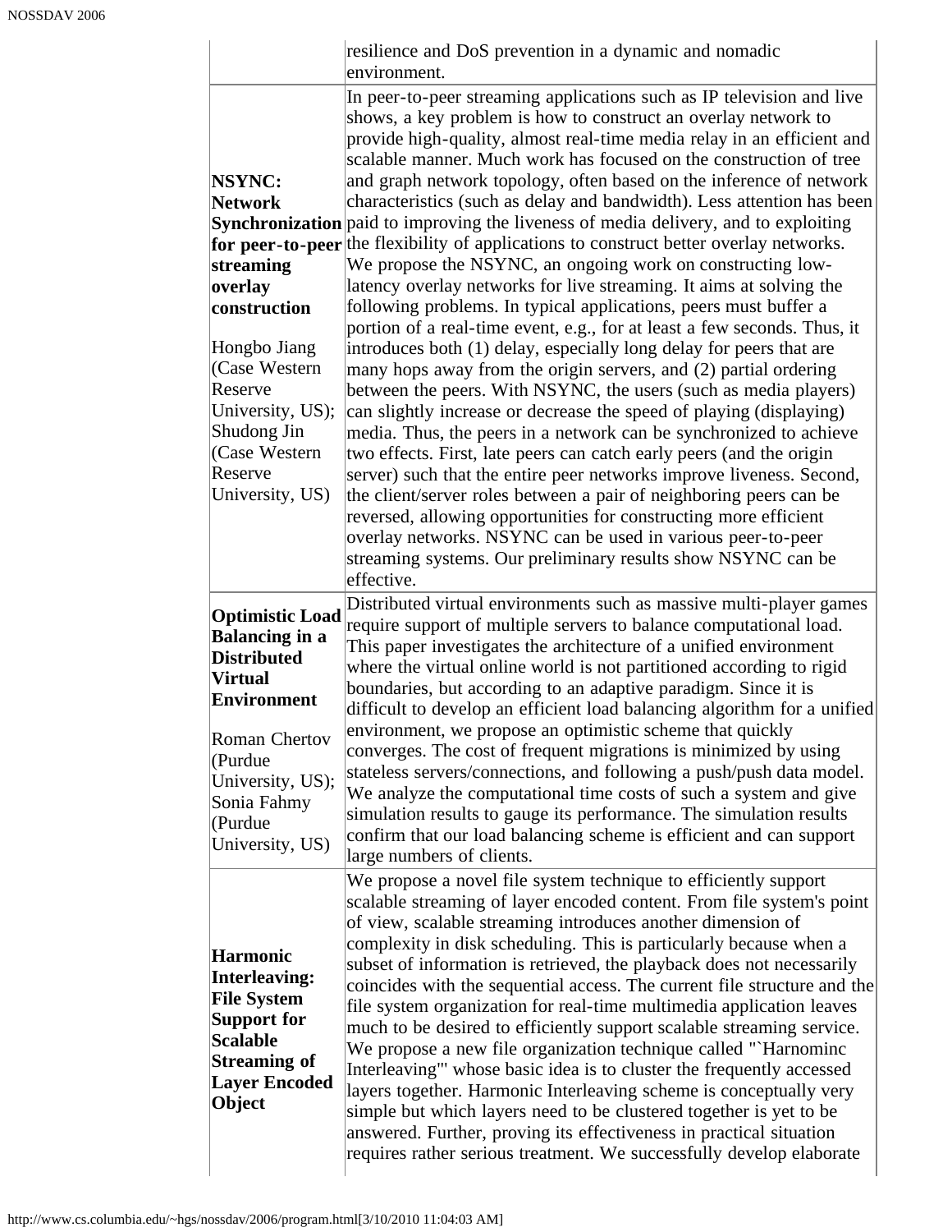| | |
|---|---|
| | resilience and DoS prevention in a dynamic and nomadic environment. |
| **NSYNC: Network Synchronization for peer-to-peer streaming overlay construction**<br><br>Hongbo Jiang (Case Western Reserve University, US); Shudong Jin (Case Western Reserve University, US) | In peer-to-peer streaming applications such as IP television and live shows, a key problem is how to construct an overlay network to provide high-quality, almost real-time media relay in an efficient and scalable manner. Much work has focused on the construction of tree and graph network topology, often based on the inference of network characteristics (such as delay and bandwidth). Less attention has been paid to improving the liveness of media delivery, and to exploiting the flexibility of applications to construct better overlay networks. We propose the NSYNC, an ongoing work on constructing low-latency overlay networks for live streaming. It aims at solving the following problems. In typical applications, peers must buffer a portion of a real-time event, e.g., for at least a few seconds. Thus, it introduces both (1) delay, especially long delay for peers that are many hops away from the origin servers, and (2) partial ordering between the peers. With NSYNC, the users (such as media players) can slightly increase or decrease the speed of playing (displaying) media. Thus, the peers in a network can be synchronized to achieve two effects. First, late peers can catch early peers (and the origin server) such that the entire peer networks improve liveness. Second, the client/server roles between a pair of neighboring peers can be reversed, allowing opportunities for constructing more efficient overlay networks. NSYNC can be used in various peer-to-peer streaming systems. Our preliminary results show NSYNC can be effective. |
| **Optimistic Load Balancing in a Distributed Virtual Environment**<br><br>Roman Chertov (Purdue University, US); Sonia Fahmy (Purdue University, US) | Distributed virtual environments such as massive multi-player games require support of multiple servers to balance computational load. This paper investigates the architecture of a unified environment where the virtual online world is not partitioned according to rigid boundaries, but according to an adaptive paradigm. Since it is difficult to develop an efficient load balancing algorithm for a unified environment, we propose an optimistic scheme that quickly converges. The cost of frequent migrations is minimized by using stateless servers/connections, and following a push/push data model. We analyze the computational time costs of such a system and give simulation results to gauge its performance. The simulation results confirm that our load balancing scheme is efficient and can support large numbers of clients. |
| **Harmonic Interleaving: File System Support for Scalable Streaming of Layer Encoded Object** | We propose a novel file system technique to efficiently support scalable streaming of layer encoded content. From file system's point of view, scalable streaming introduces another dimension of complexity in disk scheduling. This is particularly because when a subset of information is retrieved, the playback does not necessarily coincides with the sequential access. The current file structure and the file system organization for real-time multimedia application leaves much to be desired to efficiently support scalable streaming service. We propose a new file organization technique called "`Harnominc Interleaving"' whose basic idea is to cluster the frequently accessed layers together. Harmonic Interleaving scheme is conceptually very simple but which layers need to be clustered together is yet to be answered. Further, proving its effectiveness in practical situation requires rather serious treatment. We successfully develop elaborate |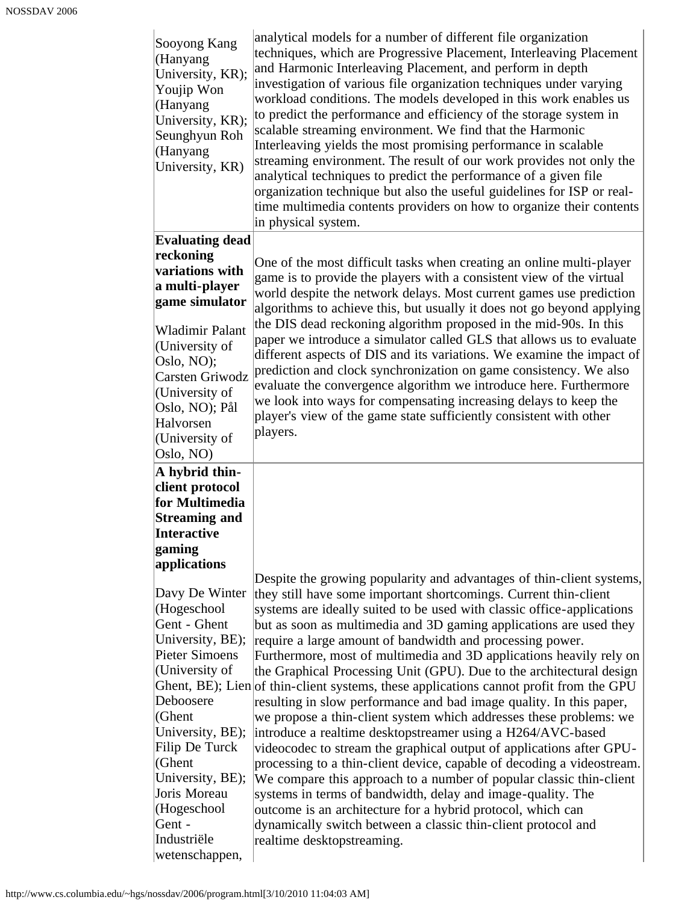| | |
|---|---|
| Sooyong Kang (Hanyang University, KR); Youjip Won (Hanyang University, KR); Seunghyun Roh (Hanyang University, KR) | analytical models for a number of different file organization techniques, which are Progressive Placement, Interleaving Placement and Harmonic Interleaving Placement, and perform in depth investigation of various file organization techniques under varying workload conditions. The models developed in this work enables us to predict the performance and efficiency of the storage system in scalable streaming environment. We find that the Harmonic Interleaving yields the most promising performance in scalable streaming environment. The result of our work provides not only the analytical techniques to predict the performance of a given file organization technique but also the useful guidelines for ISP or real-time multimedia contents providers on how to organize their contents in physical system. |
| **Evaluating dead reckoning variations with a multi-player game simulator**<br><br>Wladimir Palant (University of Oslo, NO); Carsten Griwodz (University of Oslo, NO); Pål Halvorsen (University of Oslo, NO) | One of the most difficult tasks when creating an online multi-player game is to provide the players with a consistent view of the virtual world despite the network delays. Most current games use prediction algorithms to achieve this, but usually it does not go beyond applying the DIS dead reckoning algorithm proposed in the mid-90s. In this paper we introduce a simulator called GLS that allows us to evaluate different aspects of DIS and its variations. We examine the impact of prediction and clock synchronization on game consistency. We also evaluate the convergence algorithm we introduce here. Furthermore we look into ways for compensating increasing delays to keep the player's view of the game state sufficiently consistent with other players. |
| **A hybrid thin-client protocol for Multimedia Streaming and Interactive gaming applications**<br><br>Davy De Winter (Hogeschool Gent - Ghent University, BE); Pieter Simoens (University of Ghent, BE); Lien Deboosere (Ghent University, BE); Filip De Turck (Ghent University, BE); Joris Moreau (Hogeschool Gent - Industriële wetenschappen, | Despite the growing popularity and advantages of thin-client systems, they still have some important shortcomings. Current thin-client systems are ideally suited to be used with classic office-applications but as soon as multimedia and 3D gaming applications are used they require a large amount of bandwidth and processing power. Furthermore, most of multimedia and 3D applications heavily rely on the Graphical Processing Unit (GPU). Due to the architectural design of thin-client systems, these applications cannot profit from the GPU resulting in slow performance and bad image quality. In this paper, we propose a thin-client system which addresses these problems: we introduce a realtime desktopstreamer using a H264/AVC-based videocodec to stream the graphical output of applications after GPU-processing to a thin-client device, capable of decoding a videostream. We compare this approach to a number of popular classic thin-client systems in terms of bandwidth, delay and image-quality. The outcome is an architecture for a hybrid protocol, which can dynamically switch between a classic thin-client protocol and realtime desktopstreaming. |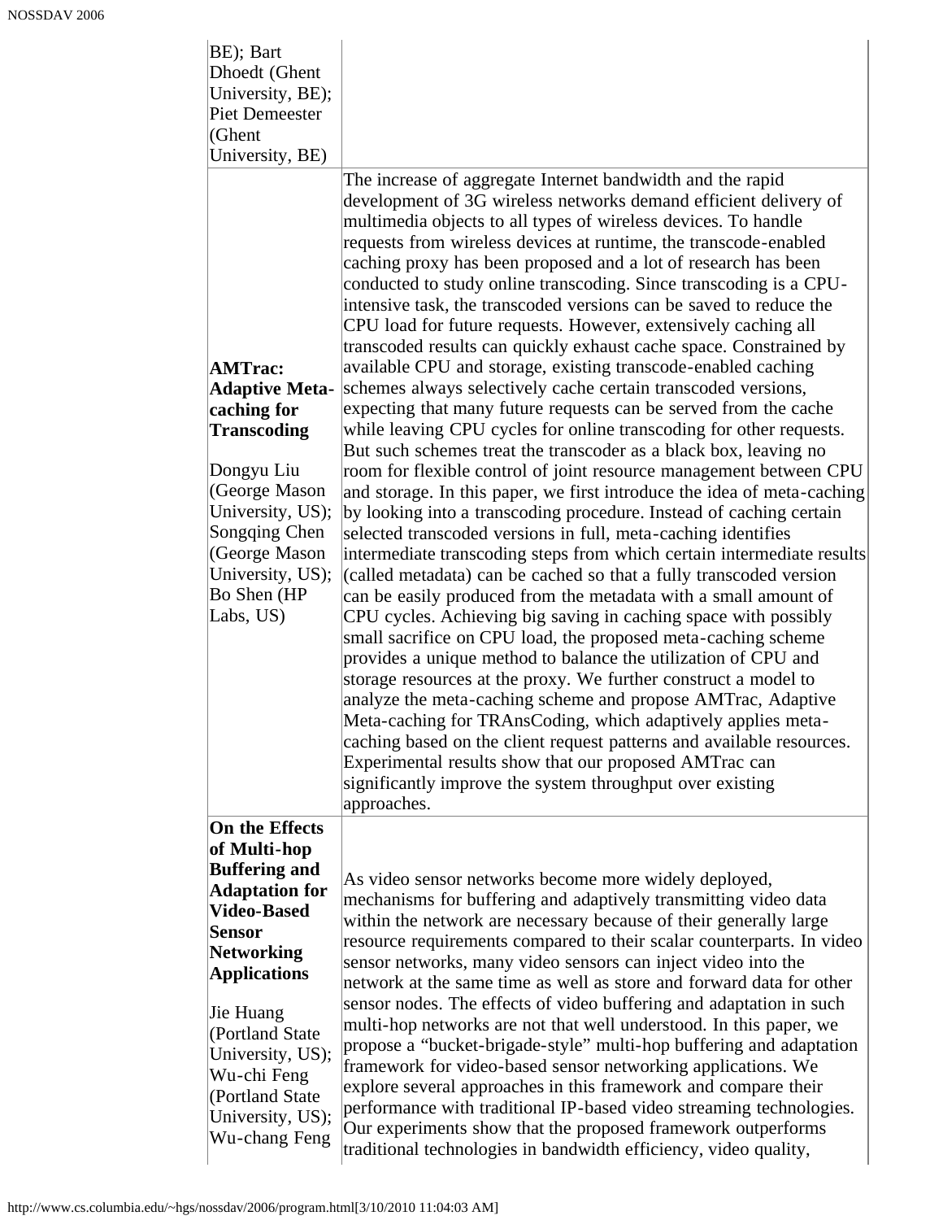| | |
|---|---|
| BE); Bart Dhoedt (Ghent University, BE); Piet Demeester (Ghent University, BE) | |
| **AMTrac: Adaptive Meta-caching for Transcoding**<br><br>Dongyu Liu (George Mason University, US); Songqing Chen (George Mason University, US); Bo Shen (HP Labs, US) | The increase of aggregate Internet bandwidth and the rapid development of 3G wireless networks demand efficient delivery of multimedia objects to all types of wireless devices. To handle requests from wireless devices at runtime, the transcode-enabled caching proxy has been proposed and a lot of research has been conducted to study online transcoding. Since transcoding is a CPU-intensive task, the transcoded versions can be saved to reduce the CPU load for future requests. However, extensively caching all transcoded results can quickly exhaust cache space. Constrained by available CPU and storage, existing transcode-enabled caching schemes always selectively cache certain transcoded versions, expecting that many future requests can be served from the cache while leaving CPU cycles for online transcoding for other requests. But such schemes treat the transcoder as a black box, leaving no room for flexible control of joint resource management between CPU and storage. In this paper, we first introduce the idea of meta-caching by looking into a transcoding procedure. Instead of caching certain selected transcoded versions in full, meta-caching identifies intermediate transcoding steps from which certain intermediate results (called metadata) can be cached so that a fully transcoded version can be easily produced from the metadata with a small amount of CPU cycles. Achieving big saving in caching space with possibly small sacrifice on CPU load, the proposed meta-caching scheme provides a unique method to balance the utilization of CPU and storage resources at the proxy. We further construct a model to analyze the meta-caching scheme and propose AMTrac, Adaptive Meta-caching for TRAnsCoding, which adaptively applies meta-caching based on the client request patterns and available resources. Experimental results show that our proposed AMTrac can significantly improve the system throughput over existing approaches. |
| **On the Effects of Multi-hop Buffering and Adaptation for Video-Based Sensor Networking Applications**<br><br>Jie Huang (Portland State University, US); Wu-chi Feng (Portland State University, US); Wu-chang Feng | As video sensor networks become more widely deployed, mechanisms for buffering and adaptively transmitting video data within the network are necessary because of their generally large resource requirements compared to their scalar counterparts. In video sensor networks, many video sensors can inject video into the network at the same time as well as store and forward data for other sensor nodes. The effects of video buffering and adaptation in such multi-hop networks are not that well understood. In this paper, we propose a "bucket-brigade-style" multi-hop buffering and adaptation framework for video-based sensor networking applications. We explore several approaches in this framework and compare their performance with traditional IP-based video streaming technologies. Our experiments show that the proposed framework outperforms traditional technologies in bandwidth efficiency, video quality, |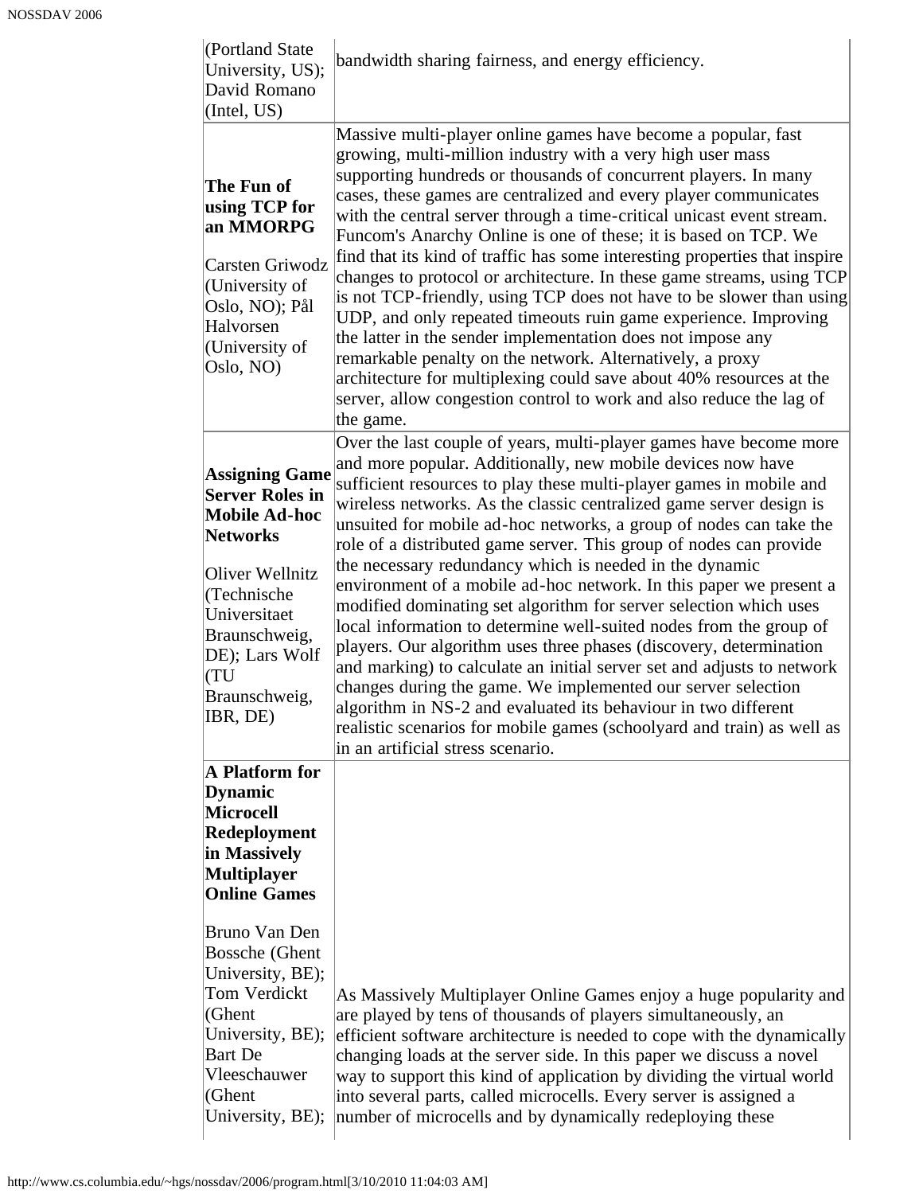| | |
|---|---|
| (Portland State University, US); David Romano (Intel, US) | bandwidth sharing fairness, and energy efficiency. |
| **The Fun of using TCP for an MMORPG**<br><br>Carsten Griwodz (University of Oslo, NO); Pål Halvorsen (University of Oslo, NO) | Massive multi-player online games have become a popular, fast growing, multi-million industry with a very high user mass supporting hundreds or thousands of concurrent players. In many cases, these games are centralized and every player communicates with the central server through a time-critical unicast event stream. Funcom's Anarchy Online is one of these; it is based on TCP. We find that its kind of traffic has some interesting properties that inspire changes to protocol or architecture. In these game streams, using TCP is not TCP-friendly, using TCP does not have to be slower than using UDP, and only repeated timeouts ruin game experience. Improving the latter in the sender implementation does not impose any remarkable penalty on the network. Alternatively, a proxy architecture for multiplexing could save about 40% resources at the server, allow congestion control to work and also reduce the lag of the game. |
| **Assigning Game Server Roles in Mobile Ad-hoc Networks**<br><br>Oliver Wellnitz (Technische Universitaet Braunschweig, DE); Lars Wolf (TU Braunschweig, IBR, DE) | Over the last couple of years, multi-player games have become more and more popular. Additionally, new mobile devices now have sufficient resources to play these multi-player games in mobile and wireless networks. As the classic centralized game server design is unsuited for mobile ad-hoc networks, a group of nodes can take the role of a distributed game server. This group of nodes can provide the necessary redundancy which is needed in the dynamic environment of a mobile ad-hoc network. In this paper we present a modified dominating set algorithm for server selection which uses local information to determine well-suited nodes from the group of players. Our algorithm uses three phases (discovery, determination and marking) to calculate an initial server set and adjusts to network changes during the game. We implemented our server selection algorithm in NS-2 and evaluated its behaviour in two different realistic scenarios for mobile games (schoolyard and train) as well as in an artificial stress scenario. |
| **A Platform for Dynamic Microcell Redeployment in Massively Multiplayer Online Games**<br><br>Bruno Van Den Bossche (Ghent University, BE); Tom Verdickt (Ghent University, BE); Bart De Vleeschauwer (Ghent University, BE); | As Massively Multiplayer Online Games enjoy a huge popularity and are played by tens of thousands of players simultaneously, an efficient software architecture is needed to cope with the dynamically changing loads at the server side. In this paper we discuss a novel way to support this kind of application by dividing the virtual world into several parts, called microcells. Every server is assigned a number of microcells and by dynamically redeploying these |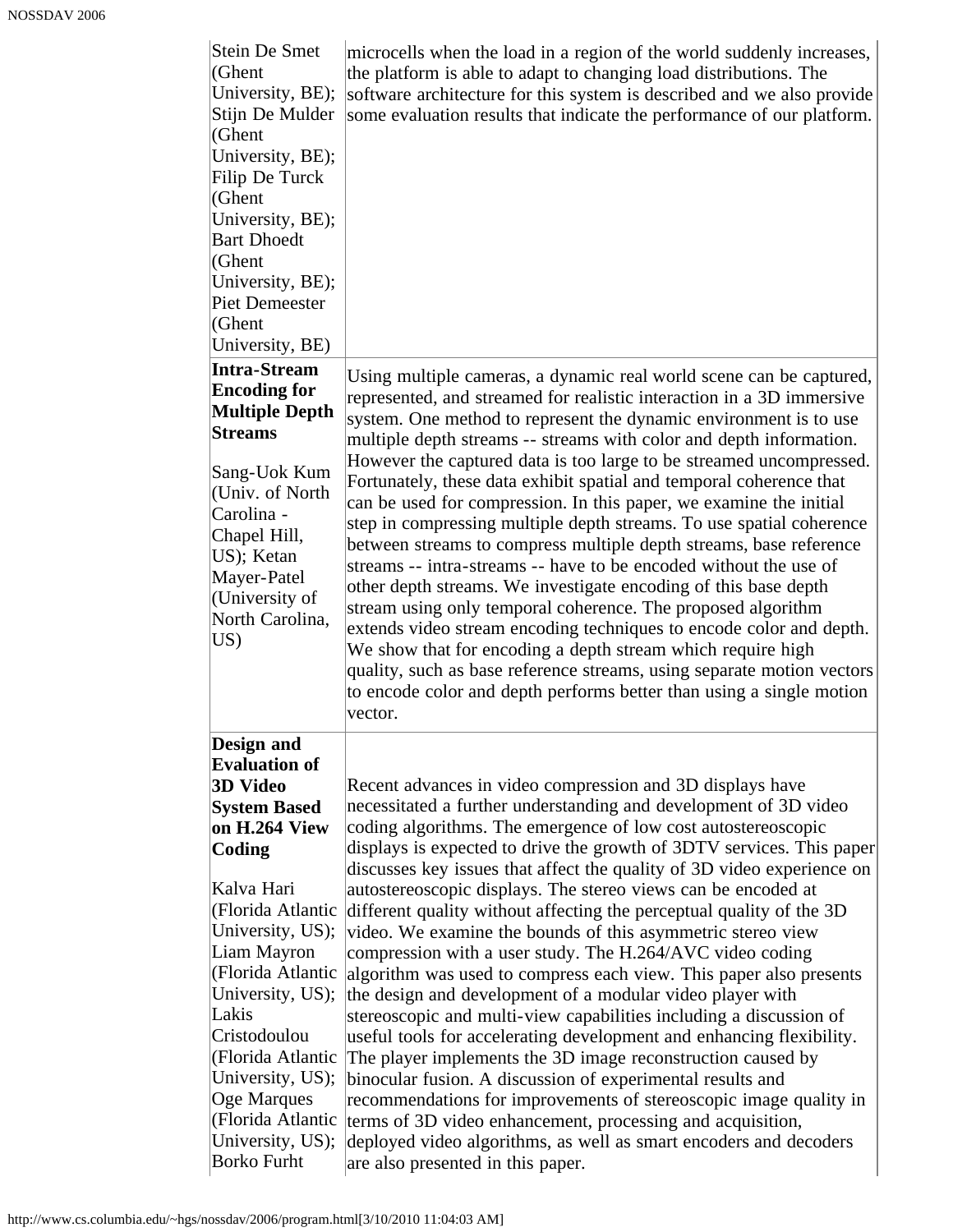| | |
|---|---|
| Stein De Smet (Ghent University, BE); Stijn De Mulder (Ghent University, BE); Filip De Turck (Ghent University, BE); Bart Dhoedt (Ghent University, BE); Piet Demeester (Ghent University, BE) | microcells when the load in a region of the world suddenly increases, the platform is able to adapt to changing load distributions. The software architecture for this system is described and we also provide some evaluation results that indicate the performance of our platform. |
| **Intra-Stream Encoding for Multiple Depth Streams**<br><br>Sang-Uok Kum (Univ. of North Carolina - Chapel Hill, US); Ketan Mayer-Patel (University of North Carolina, US) | Using multiple cameras, a dynamic real world scene can be captured, represented, and streamed for realistic interaction in a 3D immersive system. One method to represent the dynamic environment is to use multiple depth streams -- streams with color and depth information. However the captured data is too large to be streamed uncompressed. Fortunately, these data exhibit spatial and temporal coherence that can be used for compression. In this paper, we examine the initial step in compressing multiple depth streams. To use spatial coherence between streams to compress multiple depth streams, base reference streams -- intra-streams -- have to be encoded without the use of other depth streams. We investigate encoding of this base depth stream using only temporal coherence. The proposed algorithm extends video stream encoding techniques to encode color and depth. We show that for encoding a depth stream which require high quality, such as base reference streams, using separate motion vectors to encode color and depth performs better than using a single motion vector. |
| **Design and Evaluation of 3D Video System Based on H.264 View Coding**<br><br>Kalva Hari (Florida Atlantic University, US); Liam Mayron (Florida Atlantic University, US); Lakis Cristodoulou (Florida Atlantic University, US); Oge Marques (Florida Atlantic University, US); Borko Furht | Recent advances in video compression and 3D displays have necessitated a further understanding and development of 3D video coding algorithms. The emergence of low cost autostereoscopic displays is expected to drive the growth of 3DTV services. This paper discusses key issues that affect the quality of 3D video experience on autostereoscopic displays. The stereo views can be encoded at different quality without affecting the perceptual quality of the 3D video. We examine the bounds of this asymmetric stereo view compression with a user study. The H.264/AVC video coding algorithm was used to compress each view. This paper also presents the design and development of a modular video player with stereoscopic and multi-view capabilities including a discussion of useful tools for accelerating development and enhancing flexibility. The player implements the 3D image reconstruction caused by binocular fusion. A discussion of experimental results and recommendations for improvements of stereoscopic image quality in terms of 3D video enhancement, processing and acquisition, deployed video algorithms, as well as smart encoders and decoders are also presented in this paper. |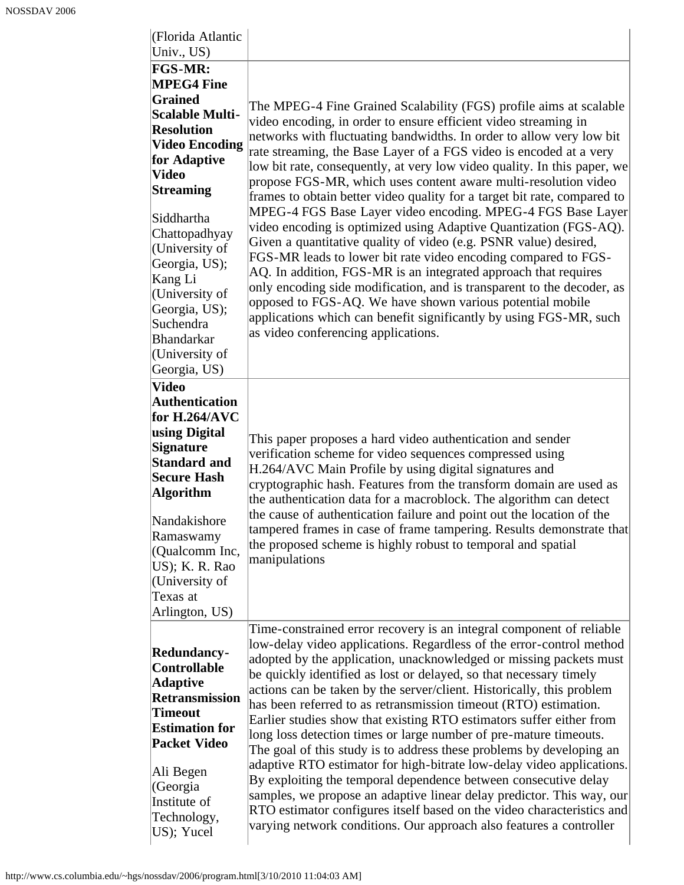| | |
|---|---|
| (Florida Atlantic Univ., US) | |
| **FGS-MR: MPEG4 Fine Grained Scalable Multi-Resolution Video Encoding for Adaptive Video Streaming**<br><br>Siddhartha Chattopadhyay (University of Georgia, US); Kang Li (University of Georgia, US); Suchendra Bhandarkar (University of Georgia, US) | The MPEG-4 Fine Grained Scalability (FGS) profile aims at scalable video encoding, in order to ensure efficient video streaming in networks with fluctuating bandwidths. In order to allow very low bit rate streaming, the Base Layer of a FGS video is encoded at a very low bit rate, consequently, at very low video quality. In this paper, we propose FGS-MR, which uses content aware multi-resolution video frames to obtain better video quality for a target bit rate, compared to MPEG-4 FGS Base Layer video encoding. MPEG-4 FGS Base Layer video encoding is optimized using Adaptive Quantization (FGS-AQ). Given a quantitative quality of video (e.g. PSNR value) desired, FGS-MR leads to lower bit rate video encoding compared to FGS-AQ. In addition, FGS-MR is an integrated approach that requires only encoding side modification, and is transparent to the decoder, as opposed to FGS-AQ. We have shown various potential mobile applications which can benefit significantly by using FGS-MR, such as video conferencing applications. |
| **Video Authentication for H.264/AVC using Digital Signature Standard and Secure Hash Algorithm**<br><br>Nandakishore Ramaswamy (Qualcomm Inc, US); K. R. Rao (University of Texas at Arlington, US) | This paper proposes a hard video authentication and sender verification scheme for video sequences compressed using H.264/AVC Main Profile by using digital signatures and cryptographic hash. Features from the transform domain are used as the authentication data for a macroblock. The algorithm can detect the cause of authentication failure and point out the location of the tampered frames in case of frame tampering. Results demonstrate that the proposed scheme is highly robust to temporal and spatial manipulations |
| **Redundancy-Controllable Adaptive Retransmission Timeout Estimation for Packet Video**<br><br>Ali Begen (Georgia Institute of Technology, US); Yucel | Time-constrained error recovery is an integral component of reliable low-delay video applications. Regardless of the error-control method adopted by the application, unacknowledged or missing packets must be quickly identified as lost or delayed, so that necessary timely actions can be taken by the server/client. Historically, this problem has been referred to as retransmission timeout (RTO) estimation. Earlier studies show that existing RTO estimators suffer either from long loss detection times or large number of pre-mature timeouts. The goal of this study is to address these problems by developing an adaptive RTO estimator for high-bitrate low-delay video applications. By exploiting the temporal dependence between consecutive delay samples, we propose an adaptive linear delay predictor. This way, our RTO estimator configures itself based on the video characteristics and varying network conditions. Our approach also features a controller |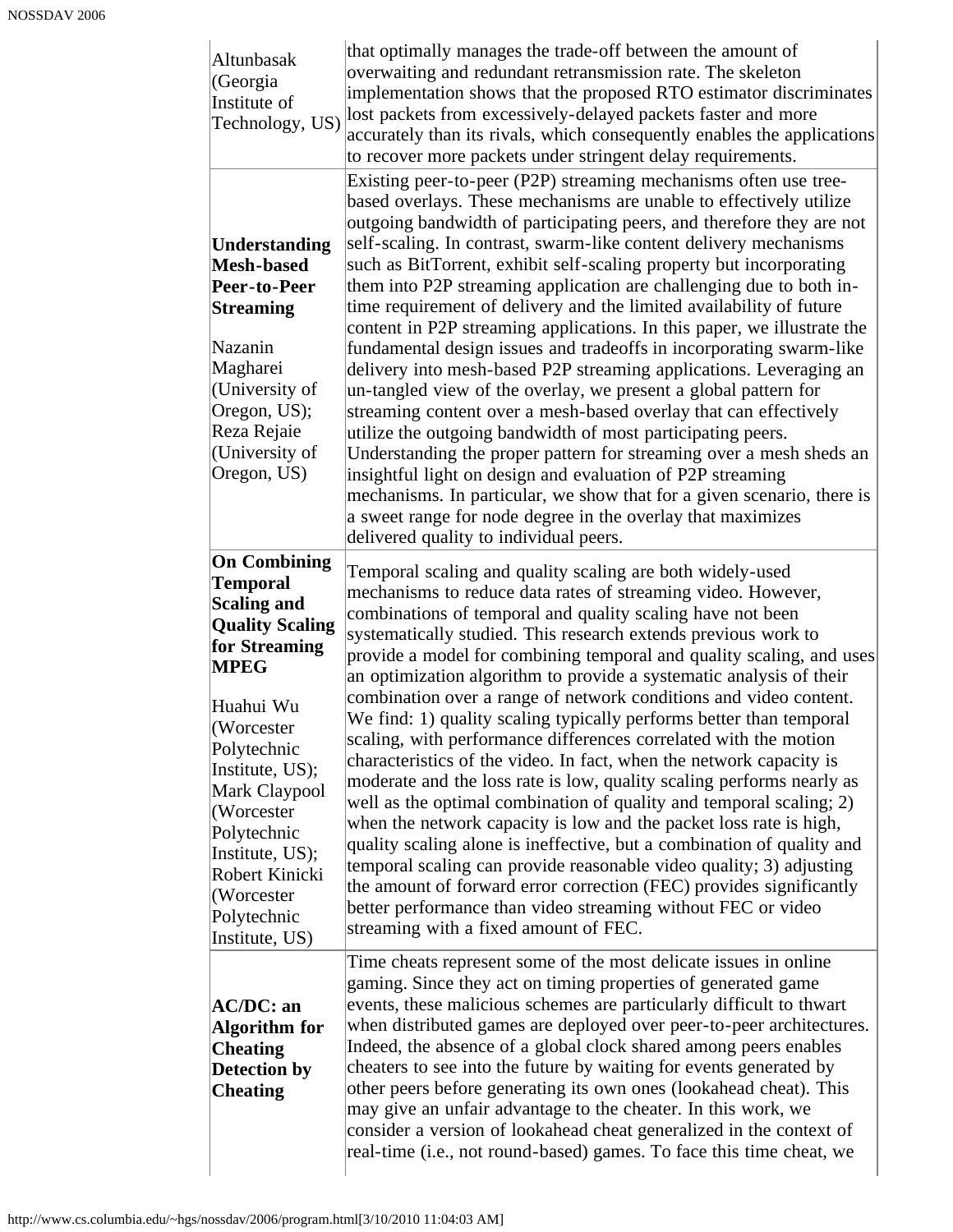| | |
|---|---|
| Altunbasak (Georgia Institute of Technology, US) | that optimally manages the trade-off between the amount of overwaiting and redundant retransmission rate. The skeleton implementation shows that the proposed RTO estimator discriminates lost packets from excessively-delayed packets faster and more accurately than its rivals, which consequently enables the applications to recover more packets under stringent delay requirements. |
| **Understanding Mesh-based Peer-to-Peer Streaming**<br><br>Nazanin Magharei (University of Oregon, US); Reza Rejaie (University of Oregon, US) | Existing peer-to-peer (P2P) streaming mechanisms often use tree-based overlays. These mechanisms are unable to effectively utilize outgoing bandwidth of participating peers, and therefore they are not self-scaling. In contrast, swarm-like content delivery mechanisms such as BitTorrent, exhibit self-scaling property but incorporating them into P2P streaming application are challenging due to both in-time requirement of delivery and the limited availability of future content in P2P streaming applications. In this paper, we illustrate the fundamental design issues and tradeoffs in incorporating swarm-like delivery into mesh-based P2P streaming applications. Leveraging an un-tangled view of the overlay, we present a global pattern for streaming content over a mesh-based overlay that can effectively utilize the outgoing bandwidth of most participating peers. Understanding the proper pattern for streaming over a mesh sheds an insightful light on design and evaluation of P2P streaming mechanisms. In particular, we show that for a given scenario, there is a sweet range for node degree in the overlay that maximizes delivered quality to individual peers. |
| **On Combining Temporal Scaling and Quality Scaling for Streaming MPEG**<br><br>Huahui Wu (Worcester Polytechnic Institute, US); Mark Claypool (Worcester Polytechnic Institute, US); Robert Kinicki (Worcester Polytechnic Institute, US) | Temporal scaling and quality scaling are both widely-used mechanisms to reduce data rates of streaming video. However, combinations of temporal and quality scaling have not been systematically studied. This research extends previous work to provide a model for combining temporal and quality scaling, and uses an optimization algorithm to provide a systematic analysis of their combination over a range of network conditions and video content. We find: 1) quality scaling typically performs better than temporal scaling, with performance differences correlated with the motion characteristics of the video. In fact, when the network capacity is moderate and the loss rate is low, quality scaling performs nearly as well as the optimal combination of quality and temporal scaling; 2) when the network capacity is low and the packet loss rate is high, quality scaling alone is ineffective, but a combination of quality and temporal scaling can provide reasonable video quality; 3) adjusting the amount of forward error correction (FEC) provides significantly better performance than video streaming without FEC or video streaming with a fixed amount of FEC. |
| **AC/DC: an Algorithm for Cheating Detection by Cheating** | Time cheats represent some of the most delicate issues in online gaming. Since they act on timing properties of generated game events, these malicious schemes are particularly difficult to thwart when distributed games are deployed over peer-to-peer architectures. Indeed, the absence of a global clock shared among peers enables cheaters to see into the future by waiting for events generated by other peers before generating its own ones (lookahead cheat). This may give an unfair advantage to the cheater. In this work, we consider a version of lookahead cheat generalized in the context of real-time (i.e., not round-based) games. To face this time cheat, we |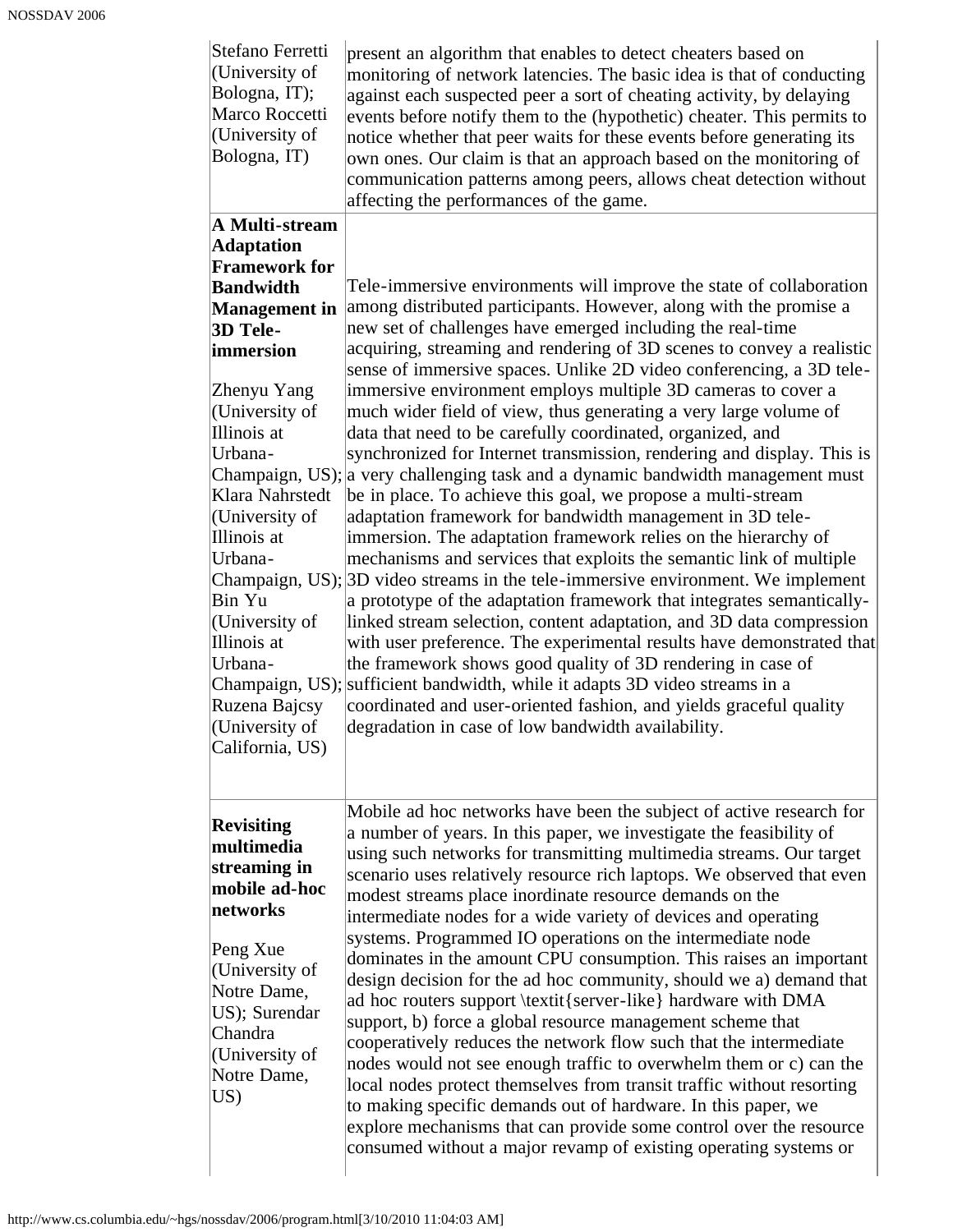| | |
|---|---|
| Stefano Ferretti (University of Bologna, IT); Marco Roccetti (University of Bologna, IT) | present an algorithm that enables to detect cheaters based on monitoring of network latencies. The basic idea is that of conducting against each suspected peer a sort of cheating activity, by delaying events before notify them to the (hypothetic) cheater. This permits to notice whether that peer waits for these events before generating its own ones. Our claim is that an approach based on the monitoring of communication patterns among peers, allows cheat detection without affecting the performances of the game. |
| **A Multi-stream Adaptation Framework for Bandwidth Management in 3D Tele-immersion**<br><br>Zhenyu Yang (University of Illinois at Urbana-Champaign, US); Klara Nahrstedt (University of Illinois at Urbana-Champaign, US); Bin Yu (University of Illinois at Urbana-Champaign, US); Ruzena Bajcsy (University of California, US) | Tele-immersive environments will improve the state of collaboration among distributed participants. However, along with the promise a new set of challenges have emerged including the real-time acquiring, streaming and rendering of 3D scenes to convey a realistic sense of immersive spaces. Unlike 2D video conferencing, a 3D tele-immersive environment employs multiple 3D cameras to cover a much wider field of view, thus generating a very large volume of data that need to be carefully coordinated, organized, and synchronized for Internet transmission, rendering and display. This is a very challenging task and a dynamic bandwidth management must be in place. To achieve this goal, we propose a multi-stream adaptation framework for bandwidth management in 3D tele-immersion. The adaptation framework relies on the hierarchy of mechanisms and services that exploits the semantic link of multiple 3D video streams in the tele-immersive environment. We implement a prototype of the adaptation framework that integrates semantically-linked stream selection, content adaptation, and 3D data compression with user preference. The experimental results have demonstrated that the framework shows good quality of 3D rendering in case of sufficient bandwidth, while it adapts 3D video streams in a coordinated and user-oriented fashion, and yields graceful quality degradation in case of low bandwidth availability. |
| **Revisiting multimedia streaming in mobile ad-hoc networks**<br><br>Peng Xue (University of Notre Dame, US); Surendar Chandra (University of Notre Dame, US) | Mobile ad hoc networks have been the subject of active research for a number of years. In this paper, we investigate the feasibility of using such networks for transmitting multimedia streams. Our target scenario uses relatively resource rich laptops. We observed that even modest streams place inordinate resource demands on the intermediate nodes for a wide variety of devices and operating systems. Programmed IO operations on the intermediate node dominates in the amount CPU consumption. This raises an important design decision for the ad hoc community, should we a) demand that ad hoc routers support \textit{server-like} hardware with DMA support, b) force a global resource management scheme that cooperatively reduces the network flow such that the intermediate nodes would not see enough traffic to overwhelm them or c) can the local nodes protect themselves from transit traffic without resorting to making specific demands out of hardware. In this paper, we explore mechanisms that can provide some control over the resource consumed without a major revamp of existing operating systems or |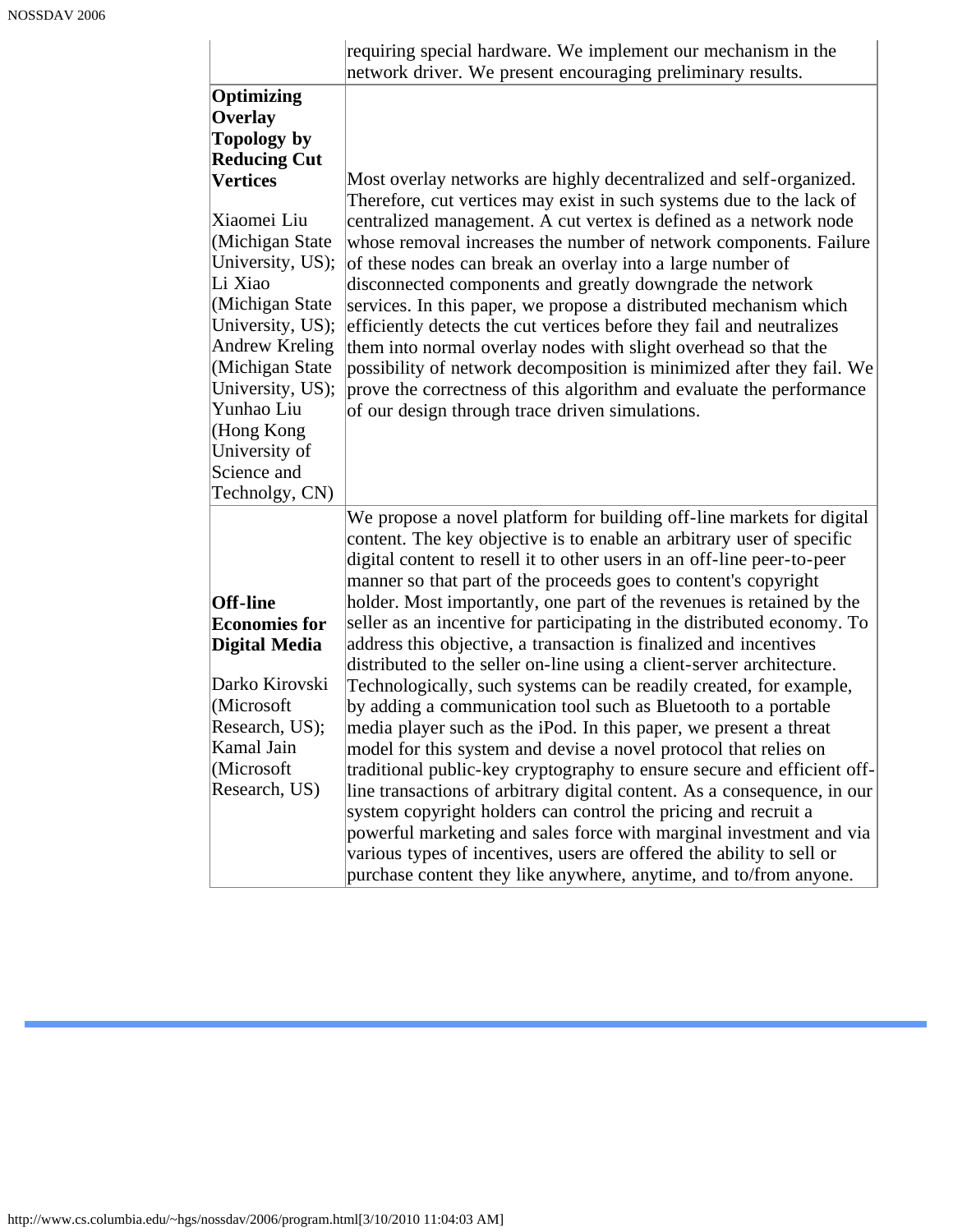| | |
|---|---|
| | requiring special hardware. We implement our mechanism in the network driver. We present encouraging preliminary results. |
| **Optimizing Overlay Topology by Reducing Cut Vertices**<br><br>Xiaomei Liu (Michigan State University, US); Li Xiao (Michigan State University, US); Andrew Kreling (Michigan State University, US); Yunhao Liu (Hong Kong University of Science and Technolgy, CN) | Most overlay networks are highly decentralized and self-organized. Therefore, cut vertices may exist in such systems due to the lack of centralized management. A cut vertex is defined as a network node whose removal increases the number of network components. Failure of these nodes can break an overlay into a large number of disconnected components and greatly downgrade the network services. In this paper, we propose a distributed mechanism which efficiently detects the cut vertices before they fail and neutralizes them into normal overlay nodes with slight overhead so that the possibility of network decomposition is minimized after they fail. We prove the correctness of this algorithm and evaluate the performance of our design through trace driven simulations. |
| **Off-line Economies for Digital Media**<br><br>Darko Kirovski (Microsoft Research, US); Kamal Jain (Microsoft Research, US) | We propose a novel platform for building off-line markets for digital content. The key objective is to enable an arbitrary user of specific digital content to resell it to other users in an off-line peer-to-peer manner so that part of the proceeds goes to content's copyright holder. Most importantly, one part of the revenues is retained by the seller as an incentive for participating in the distributed economy. To address this objective, a transaction is finalized and incentives distributed to the seller on-line using a client-server architecture. Technologically, such systems can be readily created, for example, by adding a communication tool such as Bluetooth to a portable media player such as the iPod. In this paper, we present a threat model for this system and devise a novel protocol that relies on traditional public-key cryptography to ensure secure and efficient off-line transactions of arbitrary digital content. As a consequence, in our system copyright holders can control the pricing and recruit a powerful marketing and sales force with marginal investment and via various types of incentives, users are offered the ability to sell or purchase content they like anywhere, anytime, and to/from anyone. |